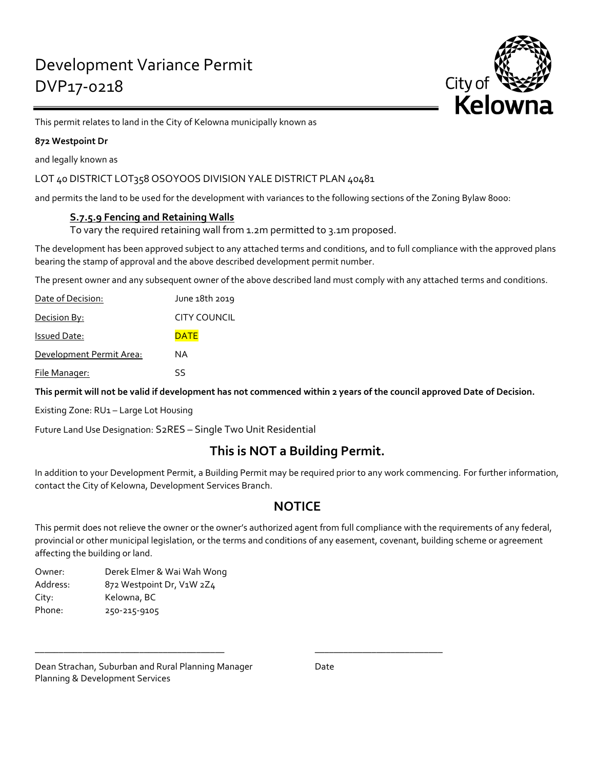# Development Variance Permit
# DVP17-0218

This permit relates to land in the City of Kelowna municipally known as

**872 Westpoint Dr**

and legally known as

LOT 40 DISTRICT LOT358 OSOYOOS DIVISION YALE DISTRICT PLAN 40481

and permits the land to be used for the development with variances to the following sections of the Zoning Bylaw 8000:

> **S.7.5.9 Fencing and Retaining Walls**
> To vary the required retaining wall from 1.2m permitted to 3.1m proposed.

The development has been approved subject to any attached terms and conditions, and to full compliance with the approved plans bearing the stamp of approval and the above described development permit number.

The present owner and any subsequent owner of the above described land must comply with any attached terms and conditions.

| | |
|---|---|
| Date of Decision: | June 18th 2019 |
| Decision By: | CITY COUNCIL |
| Issued Date: | DATE |
| Development Permit Area: | NA |
| File Manager: | SS |

**This permit will not be valid if development has not commenced within 2 years of the council approved Date of Decision.**

Existing Zone: RU1 – Large Lot Housing

Future Land Use Designation: S2RES – Single Two Unit Residential

## This is NOT a Building Permit.

In addition to your Development Permit, a Building Permit may be required prior to any work commencing. For further information, contact the City of Kelowna, Development Services Branch.

## NOTICE

This permit does not relieve the owner or the owner's authorized agent from full compliance with the requirements of any federal, provincial or other municipal legislation, or the terms and conditions of any easement, covenant, building scheme or agreement affecting the building or land.

| | |
|---|---|
| Owner: | Derek Elmer & Wai Wah Wong |
| Address: | 872 Westpoint Dr, V1W 2Z4 |
| City: | Kelowna, BC |
| Phone: | 250-215-9105 |

\_\_\_\_\_\_\_\_\_\_\_\_\_\_\_\_\_\_\_\_\_\_\_\_\_\_\_\_\_\_\_\_\_\_\_\_\_\_\_ \_\_\_\_\_\_\_\_\_\_\_\_\_\_\_\_\_\_\_\_\_\_\_\_\_\_\_

Dean Strachan, Suburban and Rural Planning Manager
Planning & Development Services

Date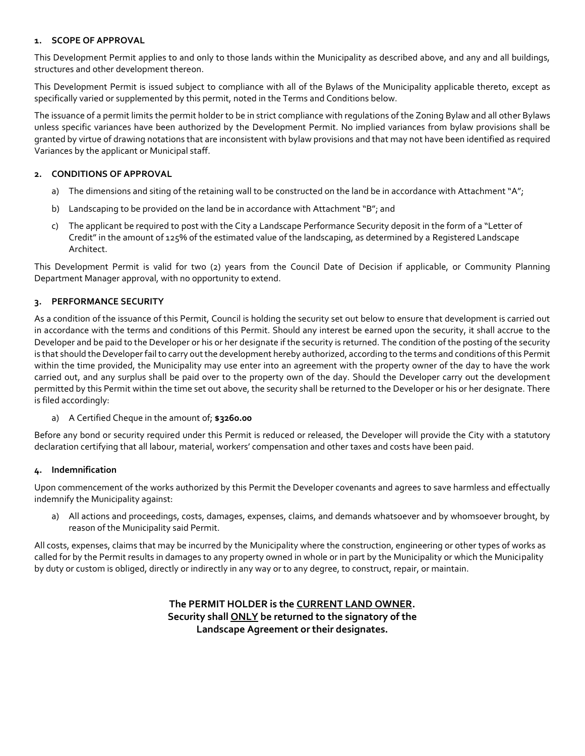## 1. SCOPE OF APPROVAL

This Development Permit applies to and only to those lands within the Municipality as described above, and any and all buildings, structures and other development thereon.

This Development Permit is issued subject to compliance with all of the Bylaws of the Municipality applicable thereto, except as specifically varied or supplemented by this permit, noted in the Terms and Conditions below.

The issuance of a permit limits the permit holder to be in strict compliance with regulations of the Zoning Bylaw and all other Bylaws unless specific variances have been authorized by the Development Permit. No implied variances from bylaw provisions shall be granted by virtue of drawing notations that are inconsistent with bylaw provisions and that may not have been identified as required Variances by the applicant or Municipal staff.

## 2. CONDITIONS OF APPROVAL

a) The dimensions and siting of the retaining wall to be constructed on the land be in accordance with Attachment "A";

b) Landscaping to be provided on the land be in accordance with Attachment "B"; and

c) The applicant be required to post with the City a Landscape Performance Security deposit in the form of a "Letter of Credit" in the amount of 125% of the estimated value of the landscaping, as determined by a Registered Landscape Architect.

This Development Permit is valid for two (2) years from the Council Date of Decision if applicable, or Community Planning Department Manager approval, with no opportunity to extend.

## 3. PERFORMANCE SECURITY

As a condition of the issuance of this Permit, Council is holding the security set out below to ensure that development is carried out in accordance with the terms and conditions of this Permit. Should any interest be earned upon the security, it shall accrue to the Developer and be paid to the Developer or his or her designate if the security is returned. The condition of the posting of the security is that should the Developer fail to carry out the development hereby authorized, according to the terms and conditions of this Permit within the time provided, the Municipality may use enter into an agreement with the property owner of the day to have the work carried out, and any surplus shall be paid over to the property own of the day. Should the Developer carry out the development permitted by this Permit within the time set out above, the security shall be returned to the Developer or his or her designate. There is filed accordingly:

a) A Certified Cheque in the amount of; **$3260.00**

Before any bond or security required under this Permit is reduced or released, the Developer will provide the City with a statutory declaration certifying that all labour, material, workers' compensation and other taxes and costs have been paid.

## 4. Indemnification

Upon commencement of the works authorized by this Permit the Developer covenants and agrees to save harmless and effectually indemnify the Municipality against:

a) All actions and proceedings, costs, damages, expenses, claims, and demands whatsoever and by whomsoever brought, by reason of the Municipality said Permit.

All costs, expenses, claims that may be incurred by the Municipality where the construction, engineering or other types of works as called for by the Permit results in damages to any property owned in whole or in part by the Municipality or which the Municipality by duty or custom is obliged, directly or indirectly in any way or to any degree, to construct, repair, or maintain.

**The PERMIT HOLDER is the <u>CURRENT LAND OWNER</u>.**
**Security shall <u>ONLY</u> be returned to the signatory of the Landscape Agreement or their designates.**